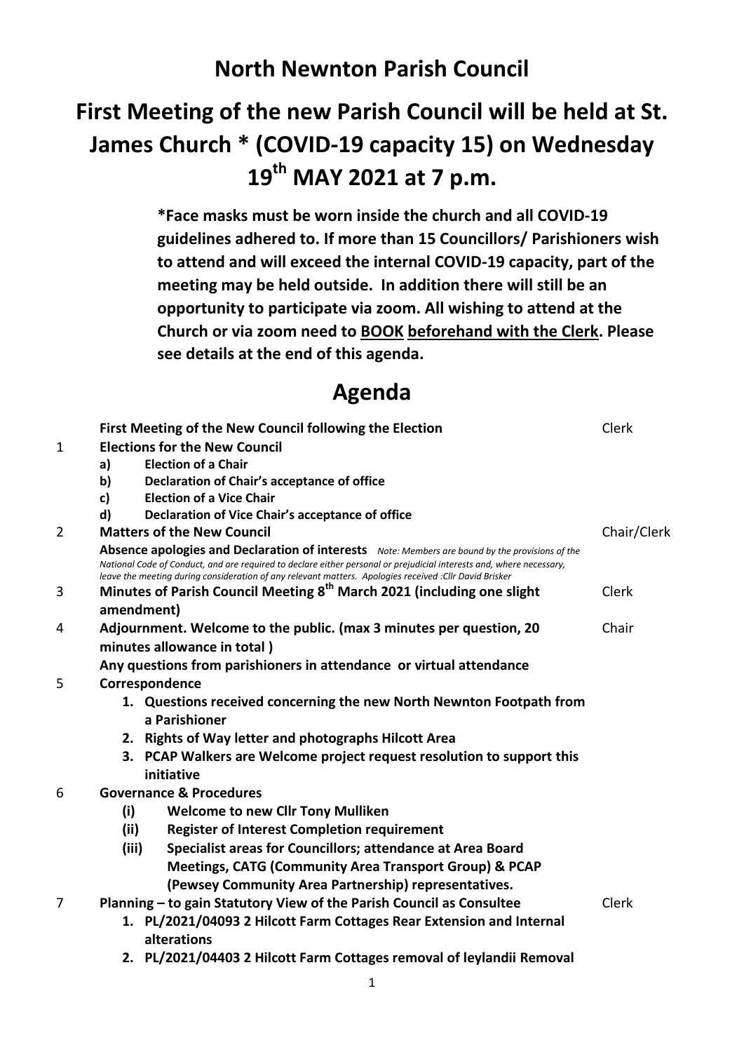# North Newnton Parish Council

# First Meeting of the new Parish Council will be held at St. James Church * (COVID-19 capacity 15) on Wednesday 19th MAY 2021 at 7 p.m.

**\*Face masks must be worn inside the church and all COVID-19 guidelines adhered to. If more than 15 Councillors/ Parishioners wish to attend and will exceed the internal COVID-19 capacity, part of the meeting may be held outside. In addition there will still be an opportunity to participate via zoom. All wishing to attend at the Church or via zoom need to <u>BOOK</u> <u>beforehand with the Clerk</u>. Please see details at the end of this agenda.**

## Agenda

| | | |
|---|---|---|
| | **First Meeting of the New Council following the Election** | Clerk |
| 1 | **Elections for the New Council**<br>**a) Election of a Chair**<br>**b) Declaration of Chair's acceptance of office**<br>**c) Election of a Vice Chair**<br>**d) Declaration of Vice Chair's acceptance of office** | |
| 2 | **Matters of the New Council**<br>**Absence apologies and Declaration of interests** *Note: Members are bound by the provisions of the National Code of Conduct, and are required to declare either personal or prejudicial interests and, where necessary, leave the meeting during consideration of any relevant matters. Apologies received :Cllr David Brisker* | Chair/Clerk |
| 3 | **Minutes of Parish Council Meeting 8th March 2021 (including one slight amendment)** | Clerk |
| 4 | **Adjournment. Welcome to the public. (max 3 minutes per question, 20 minutes allowance in total )**<br>**Any questions from parishioners in attendance or virtual attendance** | Chair |
| 5 | **Correspondence**<br>**1. Questions received concerning the new North Newnton Footpath from a Parishioner**<br>**2. Rights of Way letter and photographs Hilcott Area**<br>**3. PCAP Walkers are Welcome project request resolution to support this initiative** | |
| 6 | **Governance & Procedures**<br>**(i) Welcome to new Cllr Tony Mulliken**<br>**(ii) Register of Interest Completion requirement**<br>**(iii) Specialist areas for Councillors; attendance at Area Board Meetings, CATG (Community Area Transport Group) & PCAP (Pewsey Community Area Partnership) representatives.** | |
| 7 | **Planning – to gain Statutory View of the Parish Council as Consultee**<br>**1. PL/2021/04093 2 Hilcott Farm Cottages Rear Extension and Internal alterations**<br>**2. PL/2021/04403 2 Hilcott Farm Cottages removal of leylandii Removal** | Clerk |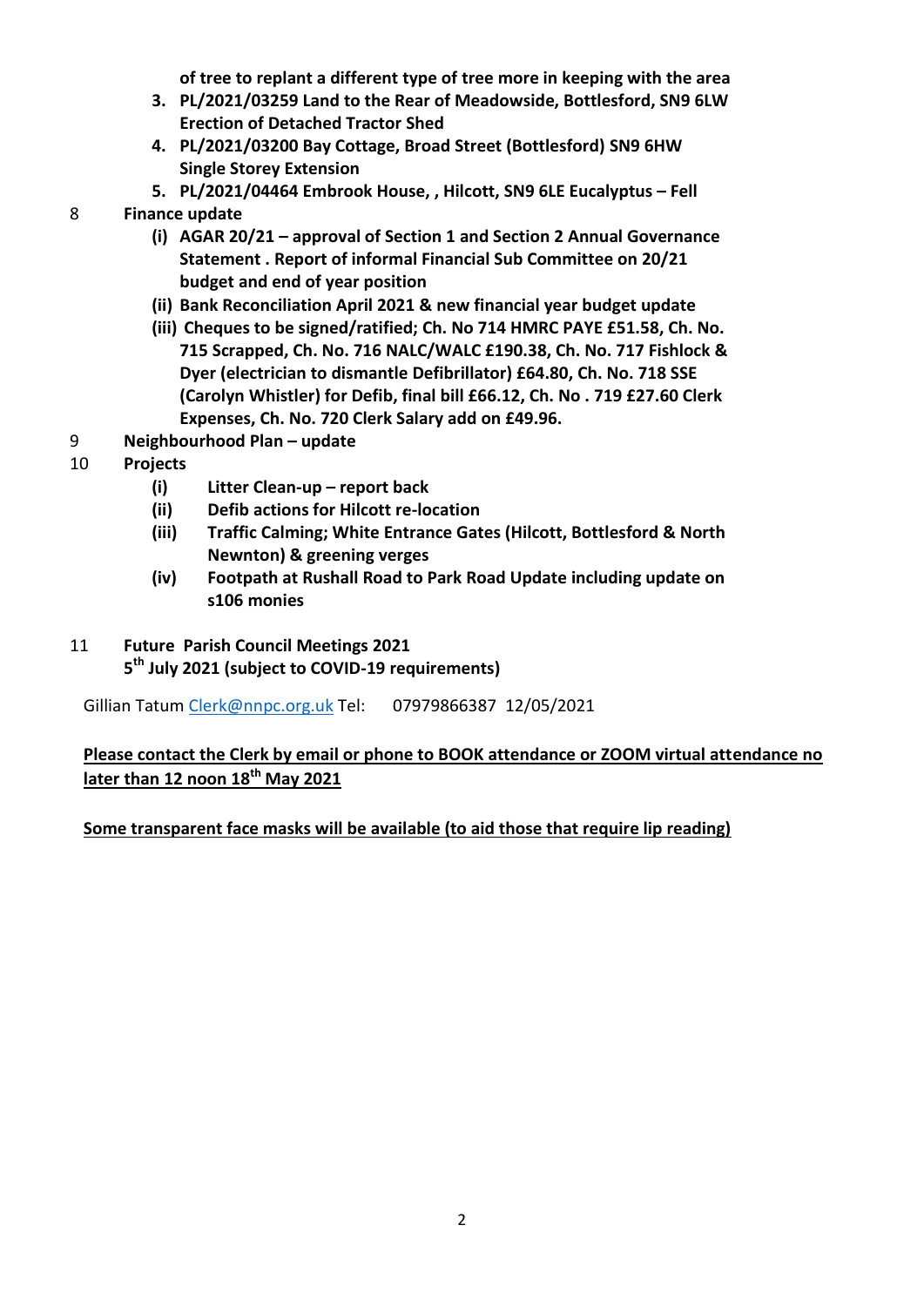**of tree to replant a different type of tree more in keeping with the area**

3. **PL/2021/03259 Land to the Rear of Meadowside, Bottlesford, SN9 6LW Erection of Detached Tractor Shed**
4. **PL/2021/03200 Bay Cottage, Broad Street (Bottlesford) SN9 6HW Single Storey Extension**
5. **PL/2021/04464 Embrook House, , Hilcott, SN9 6LE Eucalyptus – Fell**

8 **Finance update**

- **(i) AGAR 20/21 – approval of Section 1 and Section 2 Annual Governance Statement . Report of informal Financial Sub Committee on 20/21 budget and end of year position**
- **(ii) Bank Reconciliation April 2021 & new financial year budget update**
- **(iii) Cheques to be signed/ratified; Ch. No 714 HMRC PAYE £51.58, Ch. No. 715 Scrapped, Ch. No. 716 NALC/WALC £190.38, Ch. No. 717 Fishlock & Dyer (electrician to dismantle Defibrillator) £64.80, Ch. No. 718 SSE (Carolyn Whistler) for Defib, final bill £66.12, Ch. No . 719 £27.60 Clerk Expenses, Ch. No. 720 Clerk Salary add on £49.96.**

9 **Neighbourhood Plan – update**

10 **Projects**

- **(i) Litter Clean-up – report back**
- **(ii) Defib actions for Hilcott re-location**
- **(iii) Traffic Calming; White Entrance Gates (Hilcott, Bottlesford & North Newnton) & greening verges**
- **(iv) Footpath at Rushall Road to Park Road Update including update on s106 monies**

11 **Future Parish Council Meetings 2021**
**5th July 2021 (subject to COVID-19 requirements)**

Gillian Tatum Clerk@nnpc.org.uk Tel: 07979866387 12/05/2021

**Please contact the Clerk by email or phone to BOOK attendance or ZOOM virtual attendance no later than 12 noon 18th May 2021**

**Some transparent face masks will be available (to aid those that require lip reading)**